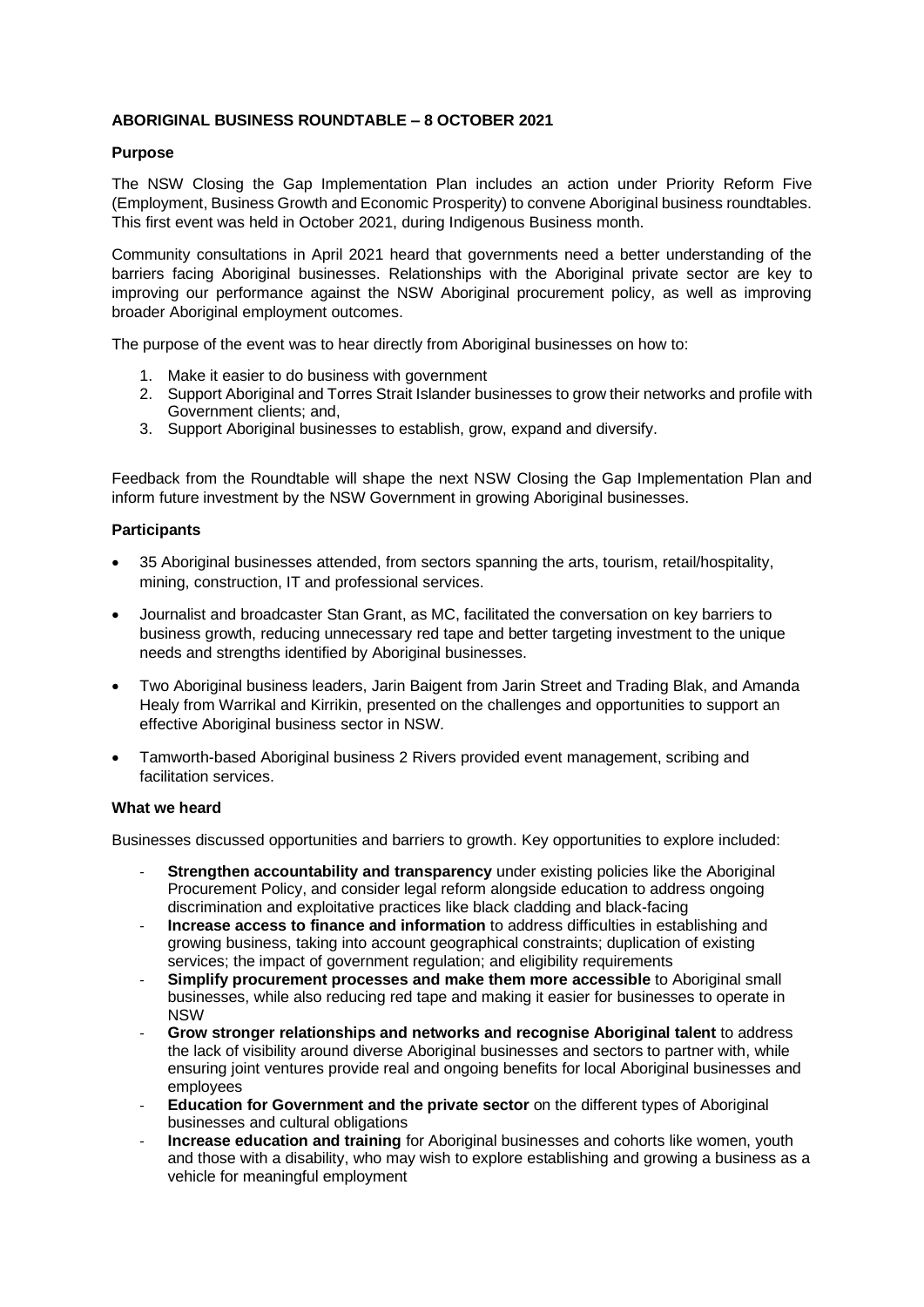# ABORIGINAL BUSINESS ROUNDTABLE – 8 OCTOBER 2021

## Purpose

The NSW Closing the Gap Implementation Plan includes an action under Priority Reform Five (Employment, Business Growth and Economic Prosperity) to convene Aboriginal business roundtables. This first event was held in October 2021, during Indigenous Business month.

Community consultations in April 2021 heard that governments need a better understanding of the barriers facing Aboriginal businesses. Relationships with the Aboriginal private sector are key to improving our performance against the NSW Aboriginal procurement policy, as well as improving broader Aboriginal employment outcomes.

The purpose of the event was to hear directly from Aboriginal businesses on how to:

1. Make it easier to do business with government
2. Support Aboriginal and Torres Strait Islander businesses to grow their networks and profile with Government clients; and,
3. Support Aboriginal businesses to establish, grow, expand and diversify.

Feedback from the Roundtable will shape the next NSW Closing the Gap Implementation Plan and inform future investment by the NSW Government in growing Aboriginal businesses.

## Participants

- 35 Aboriginal businesses attended, from sectors spanning the arts, tourism, retail/hospitality, mining, construction, IT and professional services.
- Journalist and broadcaster Stan Grant, as MC, facilitated the conversation on key barriers to business growth, reducing unnecessary red tape and better targeting investment to the unique needs and strengths identified by Aboriginal businesses.
- Two Aboriginal business leaders, Jarin Baigent from Jarin Street and Trading Blak, and Amanda Healy from Warrikal and Kirrikin, presented on the challenges and opportunities to support an effective Aboriginal business sector in NSW.
- Tamworth-based Aboriginal business 2 Rivers provided event management, scribing and facilitation services.

## What we heard

Businesses discussed opportunities and barriers to growth. Key opportunities to explore included:

- **Strengthen accountability and transparency** under existing policies like the Aboriginal Procurement Policy, and consider legal reform alongside education to address ongoing discrimination and exploitative practices like black cladding and black-facing
- **Increase access to finance and information** to address difficulties in establishing and growing business, taking into account geographical constraints; duplication of existing services; the impact of government regulation; and eligibility requirements
- **Simplify procurement processes and make them more accessible** to Aboriginal small businesses, while also reducing red tape and making it easier for businesses to operate in NSW
- **Grow stronger relationships and networks and recognise Aboriginal talent** to address the lack of visibility around diverse Aboriginal businesses and sectors to partner with, while ensuring joint ventures provide real and ongoing benefits for local Aboriginal businesses and employees
- **Education for Government and the private sector** on the different types of Aboriginal businesses and cultural obligations
- **Increase education and training** for Aboriginal businesses and cohorts like women, youth and those with a disability, who may wish to explore establishing and growing a business as a vehicle for meaningful employment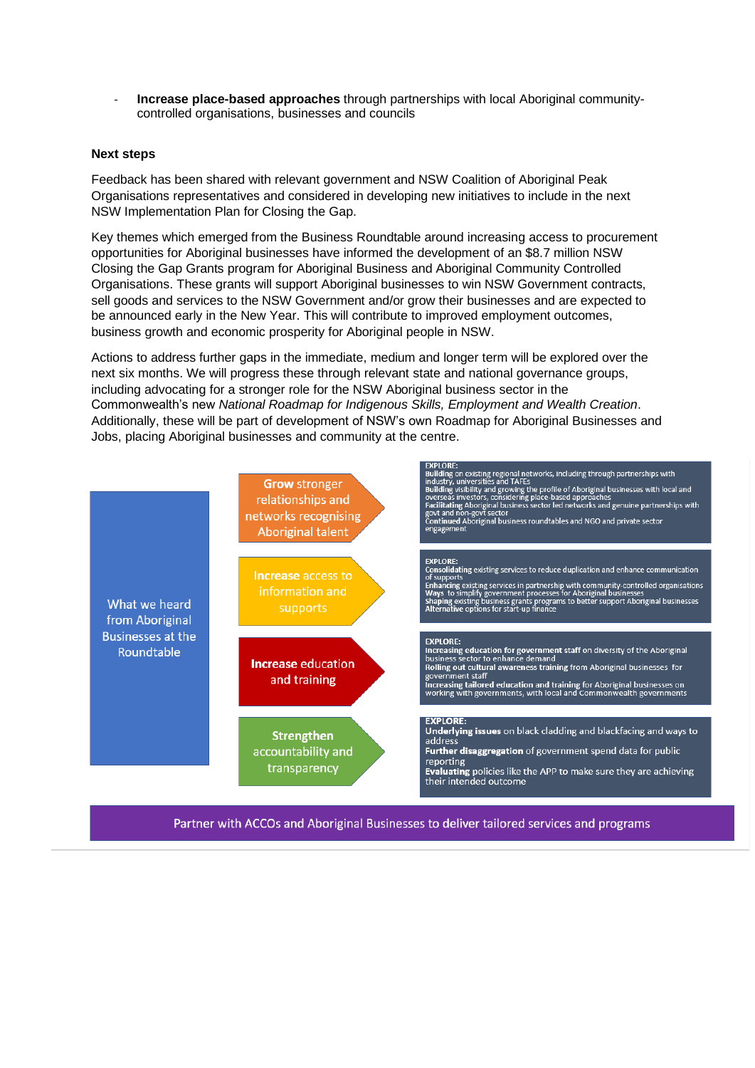- **Increase place-based approaches** through partnerships with local Aboriginal community-controlled organisations, businesses and councils

**Next steps**

Feedback has been shared with relevant government and NSW Coalition of Aboriginal Peak Organisations representatives and considered in developing new initiatives to include in the next NSW Implementation Plan for Closing the Gap.

Key themes which emerged from the Business Roundtable around increasing access to procurement opportunities for Aboriginal businesses have informed the development of an $8.7 million NSW Closing the Gap Grants program for Aboriginal Business and Aboriginal Community Controlled Organisations. These grants will support Aboriginal businesses to win NSW Government contracts, sell goods and services to the NSW Government and/or grow their businesses and are expected to be announced early in the New Year. This will contribute to improved employment outcomes, business growth and economic prosperity for Aboriginal people in NSW.

Actions to address further gaps in the immediate, medium and longer term will be explored over the next six months. We will progress these through relevant state and national governance groups, including advocating for a stronger role for the NSW Aboriginal business sector in the Commonwealth's new *National Roadmap for Indigenous Skills, Employment and Wealth Creation*. Additionally, these will be part of development of NSW's own Roadmap for Aboriginal Businesses and Jobs, placing Aboriginal businesses and community at the centre.

What we heard from Aboriginal Businesses at the Roundtable

**Grow** stronger relationships and networks recognising Aboriginal talent

EXPLORE:
**Building** on existing regional networks, including through partnerships with industry, universities and TAFEs
**Building** visibility and growing the profile of Aboriginal businesses with local and overseas investors, considering place-based approaches
**Facilitating** Aboriginal business sector led networks and genuine partnerships with govt and non-govt sector
**Continued** Aboriginal business roundtables and NGO and private sector engagement

**Increase** access to information and supports

EXPLORE:
**Consolidating** existing services to reduce duplication and enhance communication of supports
**Enhancing** existing services in partnership with community-controlled organisations
**Ways** to simplify government processes for Aboriginal businesses
**Shaping** existing business grants programs to better support Aboriginal businesses
**Alternative** options for start-up finance

**Increase** education and training

EXPLORE:
**Increasing education for government staff** on diversity of the Aboriginal business sector to enhance demand
**Rolling out cultural awareness training** from Aboriginal businesses for government staff
**Increasing tailored education and training** for Aboriginal businesses on working with governments, with local and Commonwealth governments

**Strengthen** accountability and transparency

EXPLORE:
**Underlying issues** on black cladding and blackfacing and ways to address
**Further disaggregation** of government spend data for public reporting
**Evaluating** policies like the APP to make sure they are achieving their intended outcome

Partner with ACCOs and Aboriginal Businesses to deliver tailored services and programs